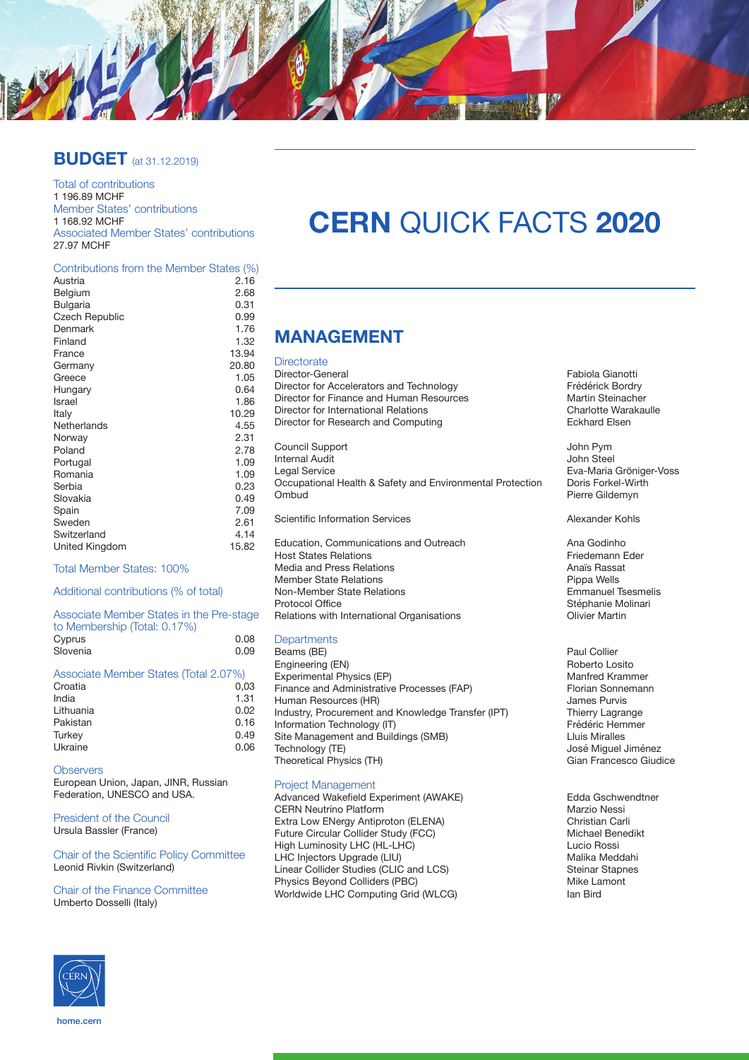// CERN QUICK FACTS 2020 — transcribed page content
# CERN QUICK FACTS 2020

## BUDGET (at 31.12.2019)

**Total of contributions**
1 196.89 MCHF

**Member States' contributions**
1 168.92 MCHF

**Associated Member States' contributions**
27.97 MCHF

| Contributions from the Member States (%) | |
|---|---|
| Austria | 2.16 |
| Belgium | 2.68 |
| Bulgaria | 0.31 |
| Czech Republic | 0.99 |
| Denmark | 1.76 |
| Finland | 1.32 |
| France | 13.94 |
| Germany | 20.80 |
| Greece | 1.05 |
| Hungary | 0.64 |
| Israel | 1.86 |
| Italy | 10.29 |
| Netherlands | 4.55 |
| Norway | 2.31 |
| Poland | 2.78 |
| Portugal | 1.09 |
| Romania | 1.09 |
| Serbia | 0.23 |
| Slovakia | 0.49 |
| Spain | 7.09 |
| Sweden | 2.61 |
| Switzerland | 4.14 |
| United Kingdom | 15.82 |

Total Member States: 100%

Additional contributions (% of total)

| Associate Member States in the Pre-stage to Membership (Total: 0.17%) | |
|---|---|
| Cyprus | 0.08 |
| Slovenia | 0.09 |

| Associate Member States (Total 2.07%) | |
|---|---|
| Croatia | 0,03 |
| India | 1.31 |
| Lithuania | 0.02 |
| Pakistan | 0.16 |
| Turkey | 0.49 |
| Ukraine | 0.06 |

**Observers**
European Union, Japan, JINR, Russian Federation, UNESCO and USA.

**President of the Council**
Ursula Bassler (France)

**Chair of the Scientific Policy Committee**
Leonid Rivkin (Switzerland)

**Chair of the Finance Committee**
Umberto Dosselli (Italy)

## MANAGEMENT

### Directorate

| | |
|---|---|
| Director-General | Fabiola Gianotti |
| Director for Accelerators and Technology | Frédérick Bordry |
| Director for Finance and Human Resources | Martin Steinacher |
| Director for International Relations | Charlotte Warakaulle |
| Director for Research and Computing | Eckhard Elsen |
| Council Support | John Pym |
| Internal Audit | John Steel |
| Legal Service | Eva-Maria Gröniger-Voss |
| Occupational Health & Safety and Environmental Protection | Doris Forkel-Wirth |
| Ombud | Pierre Gildemyn |
| Scientific Information Services | Alexander Kohls |
| Education, Communications and Outreach | Ana Godinho |
| Host States Relations | Friedemann Eder |
| Media and Press Relations | Anaïs Rassat |
| Member State Relations | Pippa Wells |
| Non-Member State Relations | Emmanuel Tsesmelis |
| Protocol Office | Stéphanie Molinari |
| Relations with International Organisations | Olivier Martin |

### Departments

| | |
|---|---|
| Beams (BE) | Paul Collier |
| Engineering (EN) | Roberto Losito |
| Experimental Physics (EP) | Manfred Krammer |
| Finance and Administrative Processes (FAP) | Florian Sonnemann |
| Human Resources (HR) | James Purvis |
| Industry, Procurement and Knowledge Transfer (IPT) | Thierry Lagrange |
| Information Technology (IT) | Frédéric Hemmer |
| Site Management and Buildings (SMB) | Lluis Miralles |
| Technology (TE) | José Miguel Jiménez |
| Theoretical Physics (TH) | Gian Francesco Giudice |

### Project Management

| | |
|---|---|
| Advanced Wakefield Experiment (AWAKE) | Edda Gschwendtner |
| CERN Neutrino Platform | Marzio Nessi |
| Extra Low ENergy Antiproton (ELENA) | Christian Carli |
| Future Circular Collider Study (FCC) | Michael Benedikt |
| High Luminosity LHC (HL-LHC) | Lucio Rossi |
| LHC Injectors Upgrade (LIU) | Malika Meddahi |
| Linear Collider Studies (CLIC and LCS) | Steinar Stapnes |
| Physics Beyond Colliders (PBC) | Mike Lamont |
| Worldwide LHC Computing Grid (WLCG) | Ian Bird |

home.cern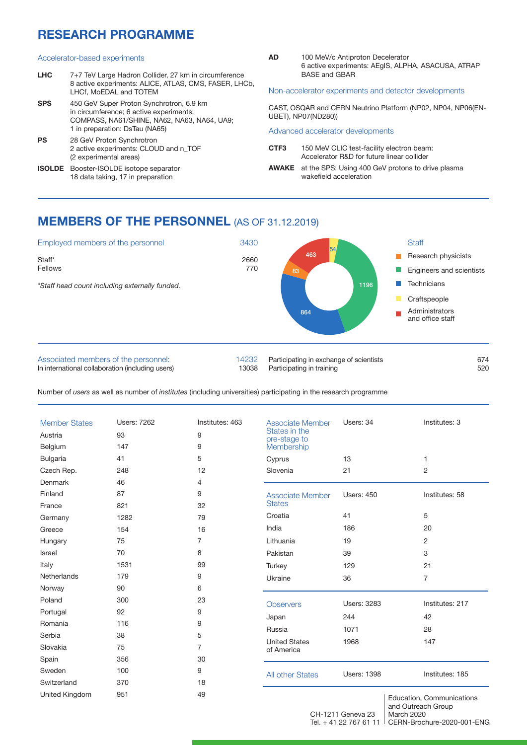## RESEARCH PROGRAMME

### Accelerator-based experiments

**LHC** 7+7 TeV Large Hadron Collider, 27 km in circumference
8 active experiments: ALICE, ATLAS, CMS, FASER, LHCb, LHCf, MoEDAL and TOTEM

**SPS** 450 GeV Super Proton Synchrotron, 6.9 km in circumference; 6 active experiments: COMPASS, NA61/SHINE, NA62, NA63, NA64, UA9;
1 in preparation: DsTau (NA65)

**PS** 28 GeV Proton Synchrotron
2 active experiments: CLOUD and n_TOF
(2 experimental areas)

**ISOLDE** Booster-ISOLDE isotope separator
18 data taking, 17 in preparation

**AD** 100 MeV/c Antiproton Decelerator
6 active experiments: AEgIS, ALPHA, ASACUSA, ATRAP BASE and GBAR

### Non-accelerator experiments and detector developments

CAST, OSQAR and CERN Neutrino Platform (NP02, NP04, NP06(EN-UBET), NP07(ND280))

### Advanced accelerator developments

**CTF3** 150 MeV CLIC test-facility electron beam:
Accelerator R&D for future linear collider

**AWAKE** at the SPS: Using 400 GeV protons to drive plasma wakefield acceleration

## MEMBERS OF THE PERSONNEL (AS OF 31.12.2019)

| | |
|---|---|
| Employed members of the personnel | 3430 |
| Staff* | 2660 |
| Fellows | 770 |

*Staff head count including externally funded.

Staff
54
463
83
1196
864
Research physicists
Engineers and scientists
Technicians
Craftspeople
Administrators and office staff

| | | | |
|---|---|---|---|
| Associated members of the personnel: | 14232 | Participating in exchange of scientists | 674 |
| In international collaboration (including users) | 13038 | Participating in training | 520 |

Number of *users* as well as number of *institutes* (including universities) participating in the research programme

| Member States | Users: 7262 | Institutes: 463 |
|---|---|---|
| Austria | 93 | 9 |
| Belgium | 147 | 9 |
| Bulgaria | 41 | 5 |
| Czech Rep. | 248 | 12 |
| Denmark | 46 | 4 |
| Finland | 87 | 9 |
| France | 821 | 32 |
| Germany | 1282 | 79 |
| Greece | 154 | 16 |
| Hungary | 75 | 7 |
| Israel | 70 | 8 |
| Italy | 1531 | 99 |
| Netherlands | 179 | 9 |
| Norway | 90 | 6 |
| Poland | 300 | 23 |
| Portugal | 92 | 9 |
| Romania | 116 | 9 |
| Serbia | 38 | 5 |
| Slovakia | 75 | 7 |
| Spain | 356 | 30 |
| Sweden | 100 | 9 |
| Switzerland | 370 | 18 |
| United Kingdom | 951 | 49 |

| Associate Member States in the pre-stage to Membership | Users: 34 | Institutes: 3 |
|---|---|---|
| Cyprus | 13 | 1 |
| Slovenia | 21 | 2 |

| Associate Member States | Users: 450 | Institutes: 58 |
|---|---|---|
| Croatia | 41 | 5 |
| India | 186 | 20 |
| Lithuania | 19 | 2 |
| Pakistan | 39 | 3 |
| Turkey | 129 | 21 |
| Ukraine | 36 | 7 |

| Observers | Users: 3283 | Institutes: 217 |
|---|---|---|
| Japan | 244 | 42 |
| Russia | 1071 | 28 |
| United States of America | 1968 | 147 |

| All other States | Users: 1398 | Institutes: 185 |
|---|---|---|

CH-1211 Geneva 23
Tel. + 41 22 767 61 11

Education, Communications and Outreach Group
March 2020
CERN-Brochure-2020-001-ENG